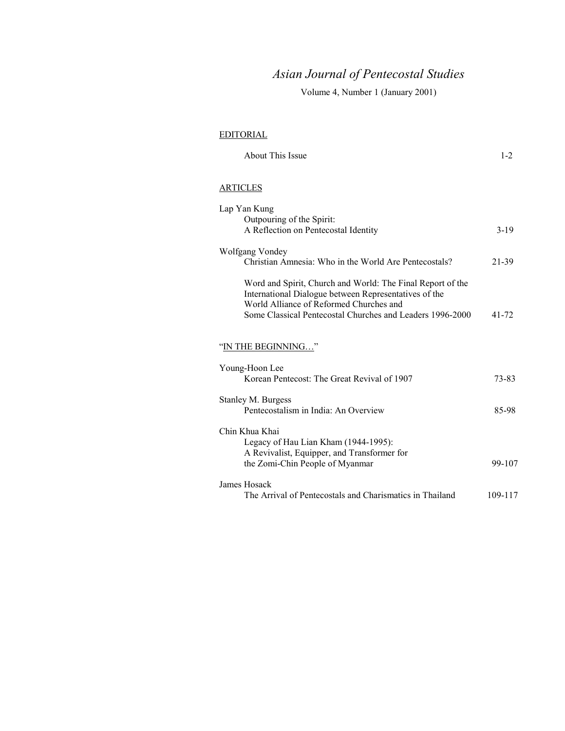# *Asian Journal of Pentecostal Studies*

Volume 4, Number 1 (January 2001)

## EDITORIAL

About This Issue 1-2

## ARTICLES

Lap Yan Kung
Outpouring of the Spirit:
A Reflection on Pentecostal Identity 3-19

Wolfgang Vondey
Christian Amnesia: Who in the World Are Pentecostals? 21-39

Word and Spirit, Church and World: The Final Report of the International Dialogue between Representatives of the World Alliance of Reformed Churches and Some Classical Pentecostal Churches and Leaders 1996-2000 41-72

## "IN THE BEGINNING…"

Young-Hoon Lee
Korean Pentecost: The Great Revival of 1907 73-83

Stanley M. Burgess
Pentecostalism in India: An Overview 85-98

Chin Khua Khai
Legacy of Hau Lian Kham (1944-1995):
A Revivalist, Equipper, and Transformer for the Zomi-Chin People of Myanmar 99-107

James Hosack
The Arrival of Pentecostals and Charismatics in Thailand 109-117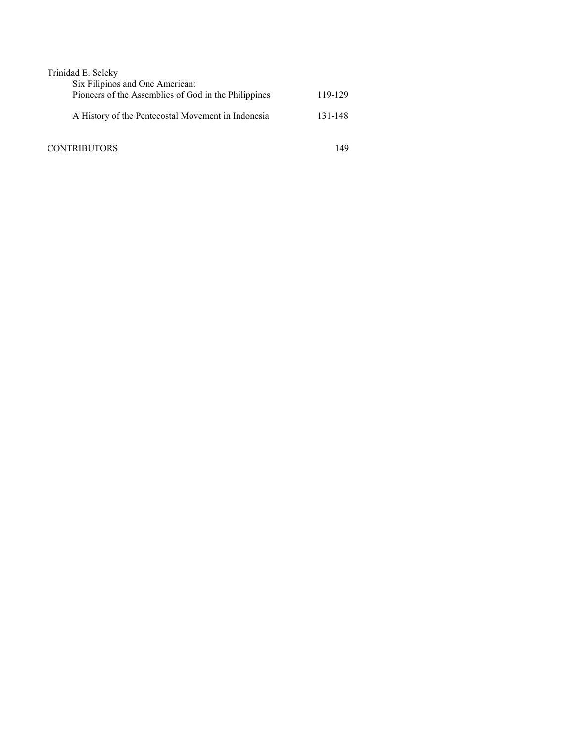Trinidad E. Seleky

Six Filipinos and One American:
Pioneers of the Assemblies of God in the Philippines 119-129

A History of the Pentecostal Movement in Indonesia 131-148

CONTRIBUTORS 149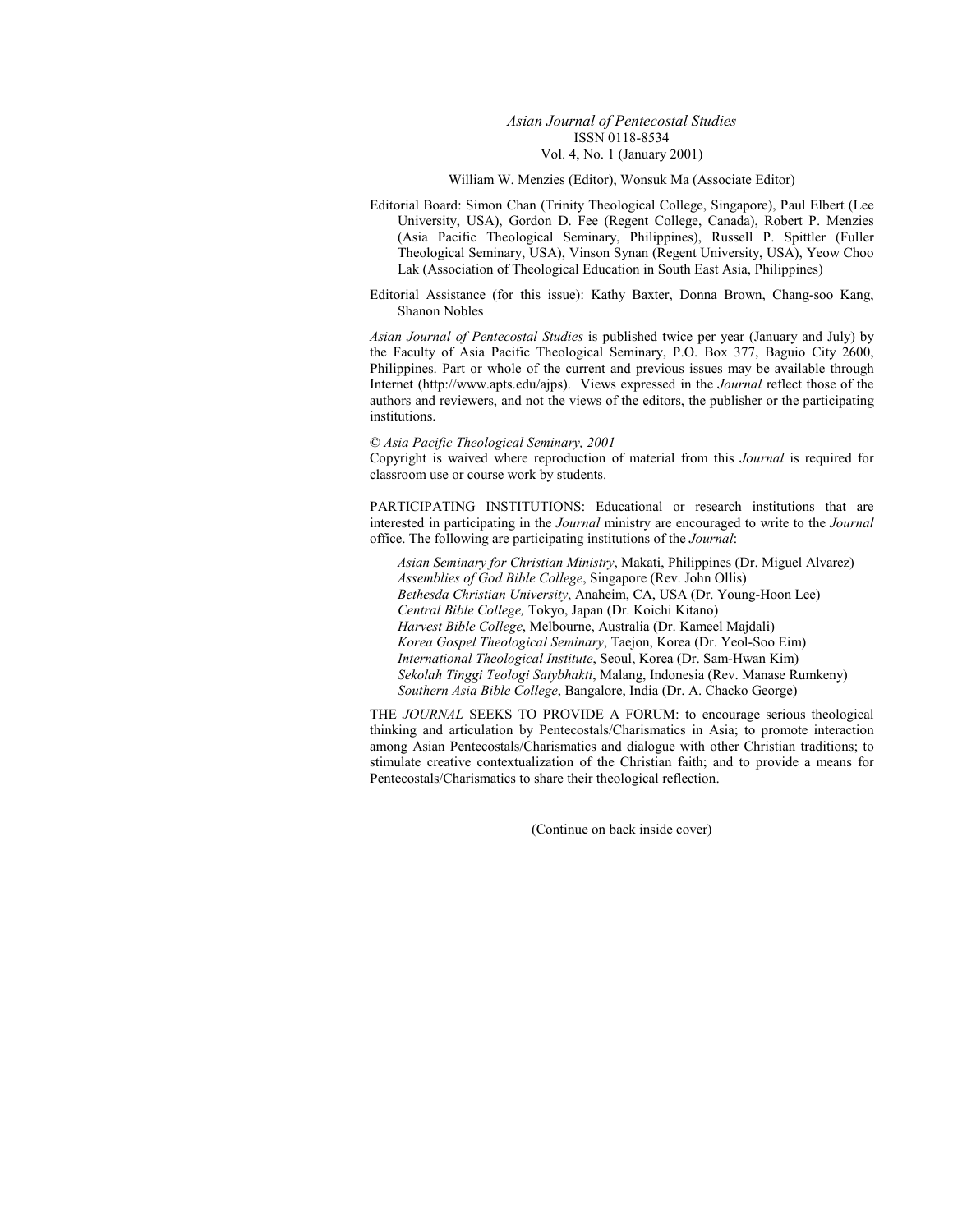*Asian Journal of Pentecostal Studies*
ISSN 0118-8534
Vol. 4, No. 1 (January 2001)

William W. Menzies (Editor), Wonsuk Ma (Associate Editor)

Editorial Board: Simon Chan (Trinity Theological College, Singapore), Paul Elbert (Lee University, USA), Gordon D. Fee (Regent College, Canada), Robert P. Menzies (Asia Pacific Theological Seminary, Philippines), Russell P. Spittler (Fuller Theological Seminary, USA), Vinson Synan (Regent University, USA), Yeow Choo Lak (Association of Theological Education in South East Asia, Philippines)

Editorial Assistance (for this issue): Kathy Baxter, Donna Brown, Chang-soo Kang, Shanon Nobles

*Asian Journal of Pentecostal Studies* is published twice per year (January and July) by the Faculty of Asia Pacific Theological Seminary, P.O. Box 377, Baguio City 2600, Philippines. Part or whole of the current and previous issues may be available through Internet (http://www.apts.edu/ajps). Views expressed in the *Journal* reflect those of the authors and reviewers, and not the views of the editors, the publisher or the participating institutions.

© *Asia Pacific Theological Seminary, 2001*
Copyright is waived where reproduction of material from this *Journal* is required for classroom use or course work by students.

PARTICIPATING INSTITUTIONS: Educational or research institutions that are interested in participating in the *Journal* ministry are encouraged to write to the *Journal* office. The following are participating institutions of the *Journal*:

*Asian Seminary for Christian Ministry*, Makati, Philippines (Dr. Miguel Alvarez)
*Assemblies of God Bible College*, Singapore (Rev. John Ollis)
*Bethesda Christian University*, Anaheim, CA, USA (Dr. Young-Hoon Lee)
*Central Bible College,* Tokyo, Japan (Dr. Koichi Kitano)
*Harvest Bible College*, Melbourne, Australia (Dr. Kameel Majdali)
*Korea Gospel Theological Seminary*, Taejon, Korea (Dr. Yeol-Soo Eim)
*International Theological Institute*, Seoul, Korea (Dr. Sam-Hwan Kim)
*Sekolah Tinggi Teologi Satybhakti*, Malang, Indonesia (Rev. Manase Rumkeny)
*Southern Asia Bible College*, Bangalore, India (Dr. A. Chacko George)

THE *JOURNAL* SEEKS TO PROVIDE A FORUM: to encourage serious theological thinking and articulation by Pentecostals/Charismatics in Asia; to promote interaction among Asian Pentecostals/Charismatics and dialogue with other Christian traditions; to stimulate creative contextualization of the Christian faith; and to provide a means for Pentecostals/Charismatics to share their theological reflection.

(Continue on back inside cover)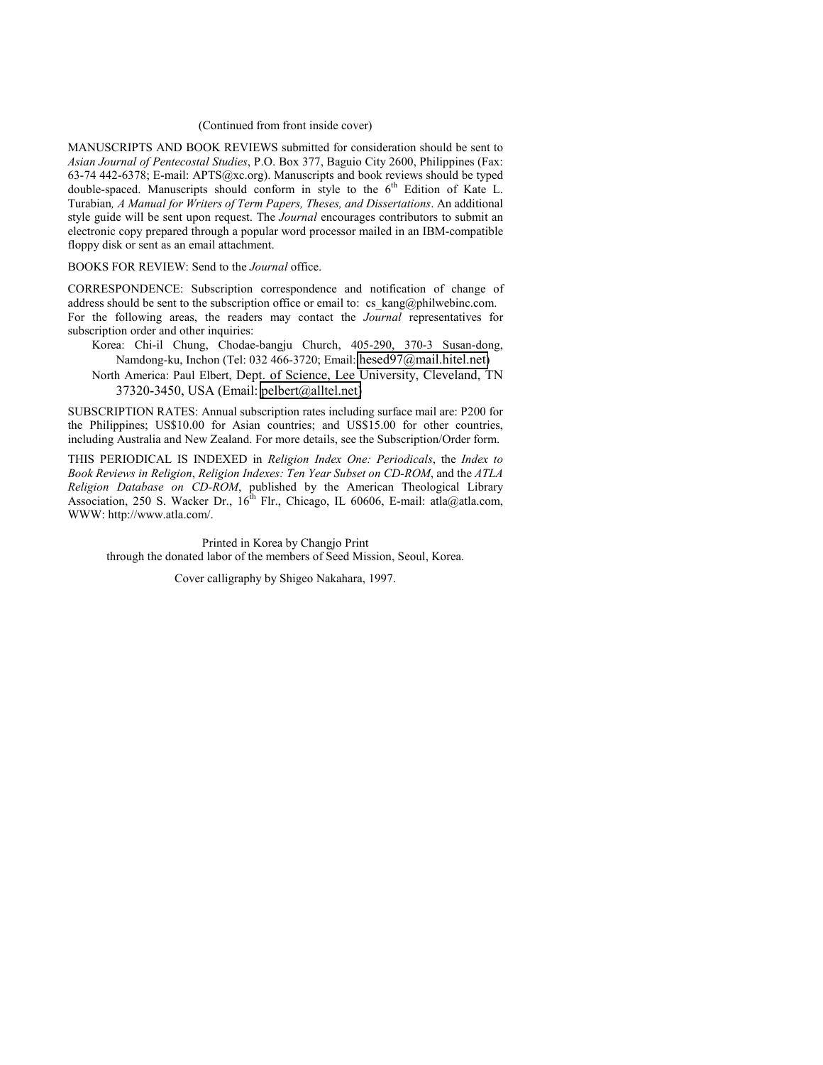(Continued from front inside cover)

MANUSCRIPTS AND BOOK REVIEWS submitted for consideration should be sent to *Asian Journal of Pentecostal Studies*, P.O. Box 377, Baguio City 2600, Philippines (Fax: 63-74 442-6378; E-mail: APTS@xc.org). Manuscripts and book reviews should be typed double-spaced. Manuscripts should conform in style to the 6th Edition of Kate L. Turabian*, A Manual for Writers of Term Papers, Theses, and Dissertations*. An additional style guide will be sent upon request. The *Journal* encourages contributors to submit an electronic copy prepared through a popular word processor mailed in an IBM-compatible floppy disk or sent as an email attachment.

BOOKS FOR REVIEW: Send to the *Journal* office.

CORRESPONDENCE: Subscription correspondence and notification of change of address should be sent to the subscription office or email to: cs_kang@philwebinc.com. For the following areas, the readers may contact the *Journal* representatives for subscription order and other inquiries:

Korea: Chi-il Chung, Chodae-bangju Church, 405-290, 370-3 Susan-dong, Namdong-ku, Inchon (Tel: 032 466-3720; Email: hesed97@mail.hitel.net)

North America: Paul Elbert, Dept. of Science, Lee University, Cleveland, TN 37320-3450, USA (Email: pelbert@alltel.net)

SUBSCRIPTION RATES: Annual subscription rates including surface mail are: P200 for the Philippines; US$10.00 for Asian countries; and US$15.00 for other countries, including Australia and New Zealand. For more details, see the Subscription/Order form.

THIS PERIODICAL IS INDEXED in *Religion Index One: Periodicals*, the *Index to Book Reviews in Religion*, *Religion Indexes: Ten Year Subset on CD-ROM*, and the *ATLA Religion Database on CD-ROM*, published by the American Theological Library Association, 250 S. Wacker Dr., 16th Flr., Chicago, IL 60606, E-mail: atla@atla.com, WWW: http://www.atla.com/.

Printed in Korea by Changjo Print
through the donated labor of the members of Seed Mission, Seoul, Korea.

Cover calligraphy by Shigeo Nakahara, 1997.